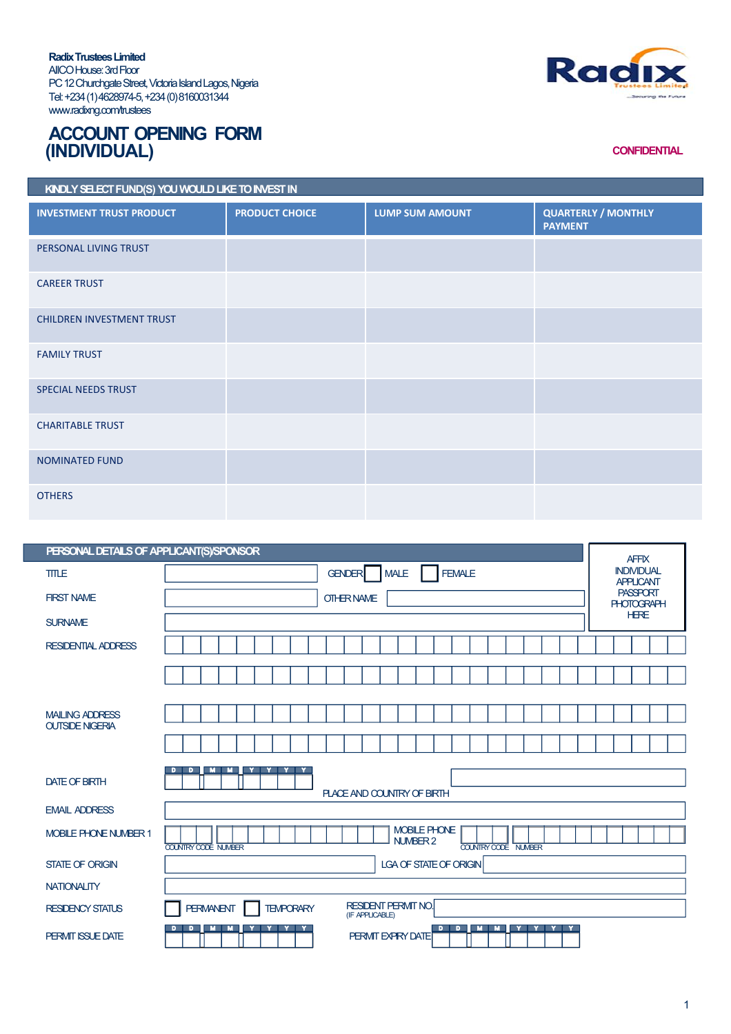**Radix Trustees Limited**
AIICO House: 3rd Floor
PC 12 Churchgate Street, Victoria Island Lagos, Nigeria
Tel: +234 (1) 4628974-5, +234 (0) 8160031344
www.radixng.com/trustees

Radix
Trustees Limited
...Securing the Future

# ACCOUNT OPENING FORM (INDIVIDUAL)

CONFIDENTIAL

## KINDLY SELECT FUND(S) YOU WOULD LIKE TO INVEST IN

| INVESTMENT TRUST PRODUCT | PRODUCT CHOICE | LUMP SUM AMOUNT | QUARTERLY / MONTHLY PAYMENT |
|---|---|---|---|
| PERSONAL LIVING TRUST | | | |
| CAREER TRUST | | | |
| CHILDREN INVESTMENT TRUST | | | |
| FAMILY TRUST | | | |
| SPECIAL NEEDS TRUST | | | |
| CHARITABLE TRUST | | | |
| NOMINATED FUND | | | |
| OTHERS | | | |

## PERSONAL DETAILS OF APPLICANT(S)/SPONSOR

AFFIX INDIVIDUAL APPLICANT PASSPORT PHOTOGRAPH HERE

TITLE ________ GENDER ☐ MALE ☐ FEMALE

FIRST NAME ________ OTHER NAME ________

SURNAME ________

RESIDENTIAL ADDRESS ________

MAILING ADDRESS OUTSIDE NIGERIA ________

DATE OF BIRTH D D M M Y Y Y Y &nbsp;&nbsp; PLACE AND COUNTRY OF BIRTH ________

EMAIL ADDRESS ________

MOBILE PHONE NUMBER 1 ________ (COUNTRY CODE, NUMBER) &nbsp;&nbsp; MOBILE PHONE NUMBER 2 ________ (COUNTRY CODE, NUMBER)

STATE OF ORIGIN ________ LGA OF STATE OF ORIGIN ________

NATIONALITY ________

RESIDENCY STATUS ☐ PERMANENT ☐ TEMPORARY &nbsp;&nbsp; RESIDENT PERMIT NO. (IF APPLICABLE) ________

PERMIT ISSUE DATE D D M M Y Y Y Y &nbsp;&nbsp; PERMIT EXPIRY DATE D D M M Y Y Y Y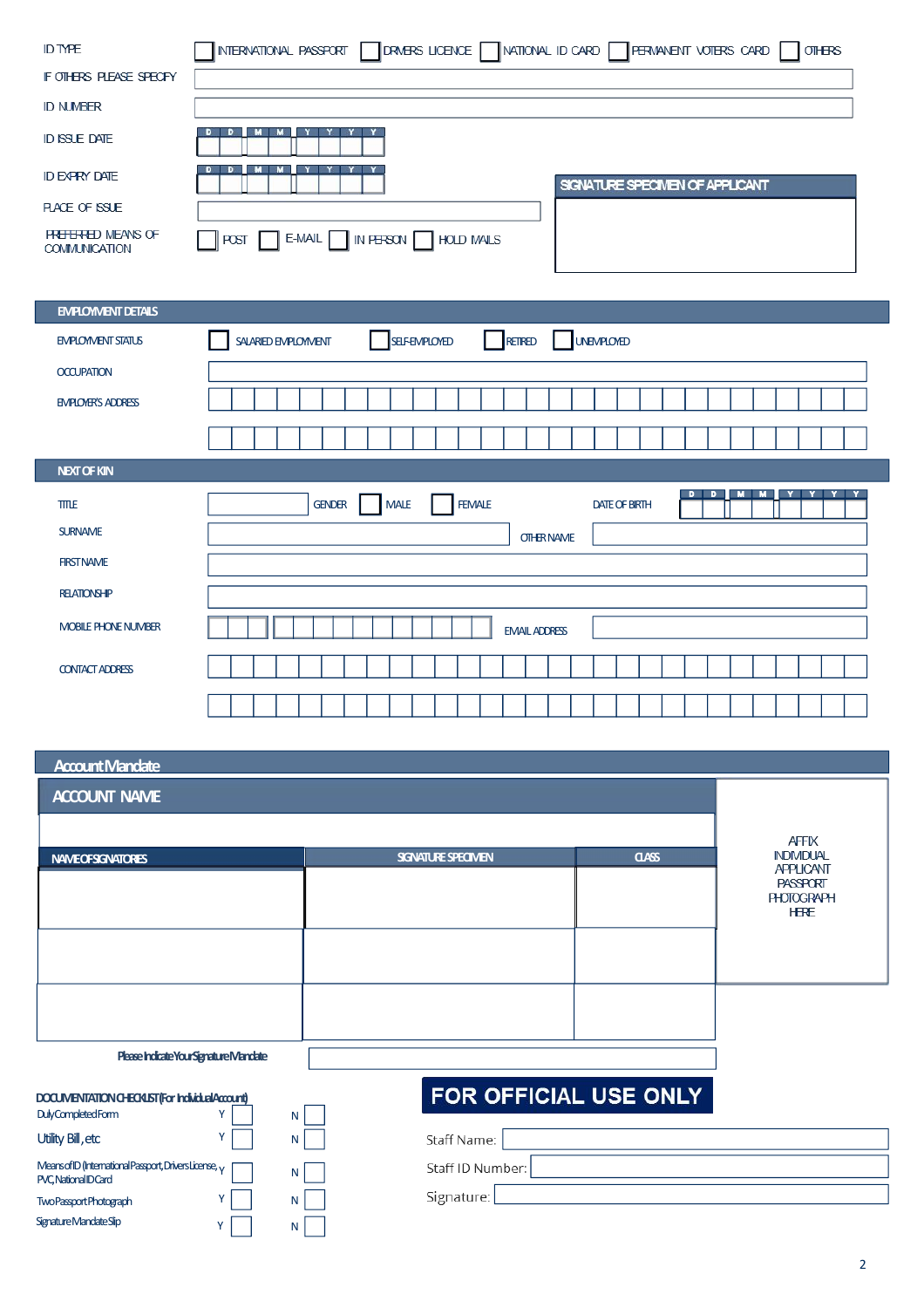| | |
|---|---|
| ID TYPE | ☐ INTERNATIONAL PASSPORT ☐ DRIVERS LICENCE ☐ NATIONAL ID CARD ☐ PERMANENT VOTERS CARD ☐ OTHERS |
| IF OTHERS PLEASE SPECIFY | |
| ID NUMBER | |
| ID ISSUE DATE | D D M M Y Y Y Y |
| ID EXPIRY DATE | D D M M Y Y Y Y |
| PLACE OF ISSUE | |
| PREFERRED MEANS OF COMMUNICATION | ☐ POST ☐ E-MAIL ☐ IN PERSON ☐ HOLD MAILS |

**SIGNATURE SPECIMEN OF APPLICANT**

## EMPLOYMENT DETAILS

| | |
|---|---|
| EMPLOYMENT STATUS | ☐ SALARIED EMPLOYMENT ☐ SELF-EMPLOYED ☐ RETIRED ☐ UNEMPLOYED |
| OCCUPATION | |
| EMPLOYER'S ADDRESS | |

## NEXT OF KIN

| | | | |
|---|---|---|---|
| TITLE | | GENDER ☐ MALE ☐ FEMALE | DATE OF BIRTH D D M M Y Y Y Y |
| SURNAME | | OTHER NAME | |
| FIRST NAME | | | |
| RELATIONSHIP | | | |
| MOBILE PHONE NUMBER | | EMAIL ADDRESS | |
| CONTACT ADDRESS | | | |

## Account Mandate

**ACCOUNT NAME**

| NAME OF SIGNATORIES | SIGNATURE SPECIMEN | CLASS |
|---|---|---|
| | | |
| | | |
| | | |

AFFIX INDIVIDUAL APPLICANT PASSPORT PHOTOGRAPH HERE

Please Indicate Your Signature Mandate

**DOCUMENTATION CHECKLIST (For Individual Account)**

| | | |
|---|---|---|
| Duly Completed Form | Y ☐ | N ☐ |
| Utility Bill, etc | Y ☐ | N ☐ |
| Means of ID (International Passport, Drivers License, PVC, National ID Card | Y ☐ | N ☐ |
| Two Passport Photograph | Y ☐ | N ☐ |
| Signature Mandate Slip | Y ☐ | N ☐ |

**FOR OFFICIAL USE ONLY**

Staff Name:

Staff ID Number:

Signature: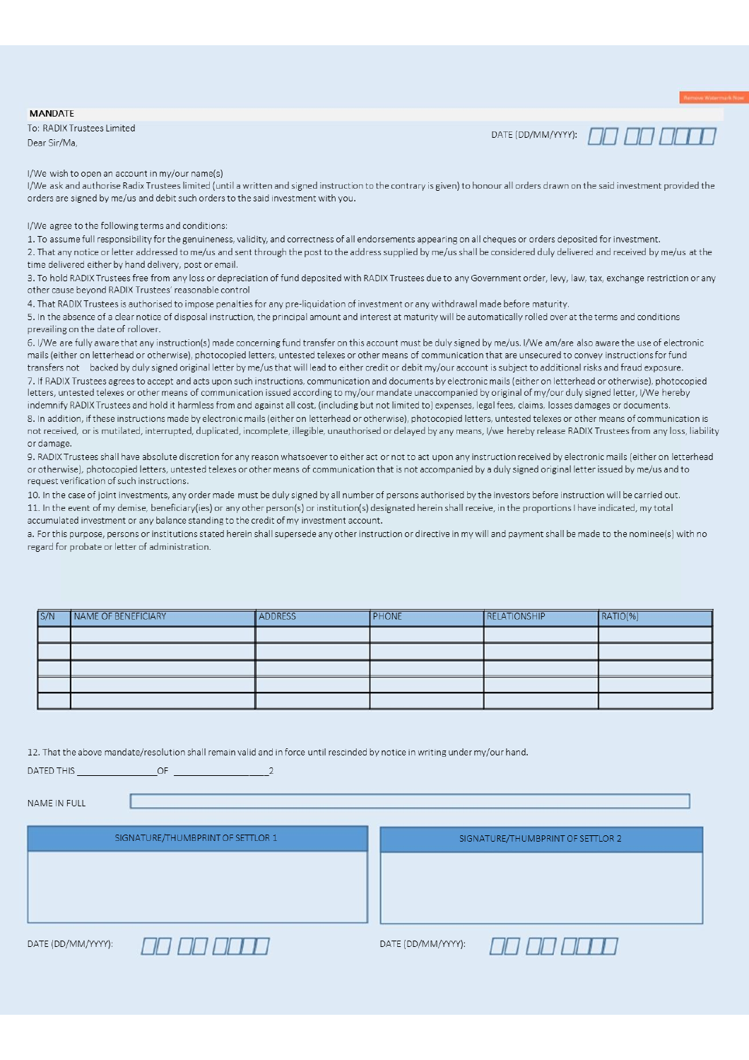**MANDATE**

To: RADIX Trustees Limited

Dear Sir/Ma,

DATE (DD/MM/YYYY): __ __ / __ __ / __ __ __ __

I/We wish to open an account in my/our name(s)

I/We ask and authorise Radix Trustees limited (until a written and signed instruction to the contrary is given) to honour all orders drawn on the said investment provided the orders are signed by me/us and debit such orders to the said investment with you.

I/We agree to the following terms and conditions:

1. To assume full responsibility for the genuineness, validity, and correctness of all endorsements appearing on all cheques or orders deposited for investment.
2. That any notice or letter addressed to me/us and sent through the post to the address supplied by me/us shall be considered duly delivered and received by me/us at the time delivered either by hand delivery, post or email.
3. To hold RADIX Trustees free from any loss or depreciation of fund deposited with RADIX Trustees due to any Government order, levy, law, tax, exchange restriction or any other cause beyond RADIX Trustees' reasonable control
4. That RADIX Trustees is authorised to impose penalties for any pre-liquidation of investment or any withdrawal made before maturity.
5. In the absence of a clear notice of disposal instruction, the principal amount and interest at maturity will be automatically rolled over at the terms and conditions prevailing on the date of rollover.
6. I/We are fully aware that any instruction(s) made concerning fund transfer on this account must be duly signed by me/us. I/We am/are also aware the use of electronic mails (either on letterhead or otherwise), photocopied letters, untested telexes or other means of communication that are unsecured to convey instructions for fund transfers not backed by duly signed original letter by me/us that will lead to either credit or debit my/our account is subject to additional risks and fraud exposure.
7. If RADIX Trustees agrees to accept and acts upon such instructions, communication and documents by electronic mails (either on letterhead or otherwise), photocopied letters, untested telexes or other means of communication issued according to my/our mandate unaccompanied by original of my/our duly signed letter, I/We hereby indemnify RADIX Trustees and hold it harmless from and against all cost, (including but not limited to) expenses, legal fees, claims, losses damages or documents.
8. In addition, if these instructions made by electronic mails (either on letterhead or otherwise), photocopied letters, untested telexes or other means of communication is not received, or is mutilated, interrupted, duplicated, incomplete, illegible, unauthorised or delayed by any means, I/we hereby release RADIX Trustees from any loss, liability or damage.
9. RADIX Trustees shall have absolute discretion for any reason whatsoever to either act or not to act upon any instruction received by electronic mails (either on letterhead or otherwise), photocopied letters, untested telexes or other means of communication that is not accompanied by a duly signed original letter issued by me/us and to request verification of such instructions.
10. In the case of joint investments, any order made must be duly signed by all number of persons authorised by the investors before instruction will be carried out.
11. In the event of my demise, beneficiary(ies) or any other person(s) or institution(s) designated herein shall receive, in the proportions I have indicated, my total accumulated investment or any balance standing to the credit of my investment account.

a. For this purpose, persons or institutions stated herein shall supersede any other instruction or directive in my will and payment shall be made to the nominee(s) with no regard for probate or letter of administration.

| S/N | NAME OF BENEFICIARY | ADDRESS | PHONE | RELATIONSHIP | RATIO(%) |
|---|---|---|---|---|---|
| | | | | | |
| | | | | | |
| | | | | | |
| | | | | | |
| | | | | | |

12. That the above mandate/resolution shall remain valid and in force until rescinded by notice in writing under my/our hand.

DATED THIS ________________ OF ___________________2

NAME IN FULL ______________________________________________

| SIGNATURE/THUMBPRINT OF SETTLOR 1 | SIGNATURE/THUMBPRINT OF SETTLOR 2 |
|---|---|
| | |

DATE (DD/MM/YYYY): __ __ / __ __ / __ __ __ __

DATE (DD/MM/YYYY): __ __ / __ __ / __ __ __ __